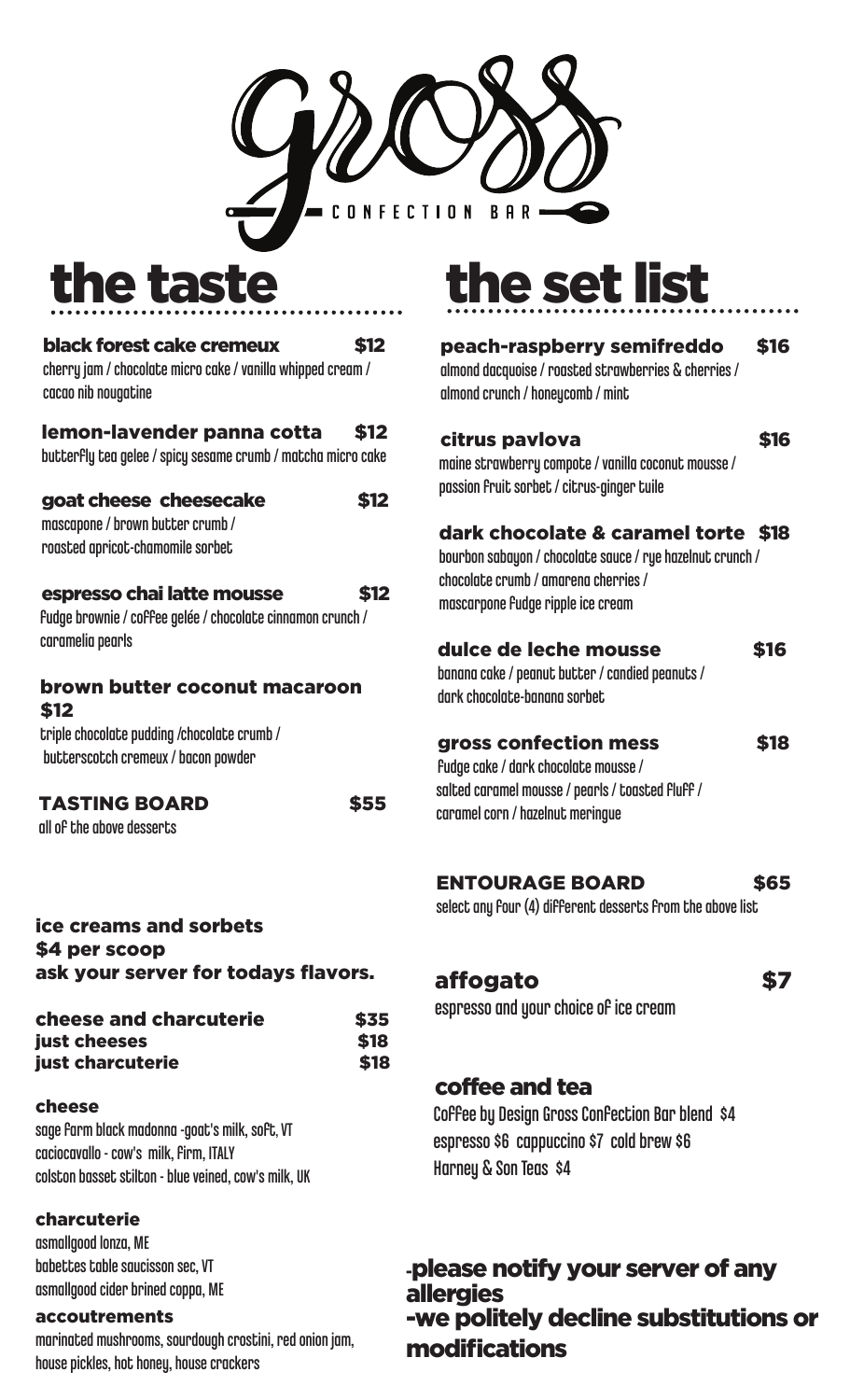# Gross

CONFECTION BAR

## the taste

**black forest cake cremeux** **$12**
cherry jam / chocolate micro cake / vanilla whipped cream / cacao nib nougatine

**lemon-lavender panna cotta** **$12**
butterfly tea gelee / spicy sesame crumb / matcha micro cake

**goat cheese cheesecake** **$12**
mascapone / brown butter crumb / roasted apricot-chamomile sorbet

**espresso chai latte mousse** **$12**
fudge brownie / coffee gelée / chocolate cinnamon crunch / caramelia pearls

**brown butter coconut macaroon** **$12**
triple chocolate pudding /chocolate crumb / butterscotch cremeux / bacon powder

**TASTING BOARD** **$55**
all of the above desserts

**ice creams and sorbets**
**$4 per scoop**
**ask your server for todays flavors.**

| | |
|---|---|
| **cheese and charcuterie** | **$35** |
| **just cheeses** | **$18** |
| **just charcuterie** | **$18** |

**cheese**
sage farm black madonna -goat's milk, soft, VT
caciocavallo - cow's milk, firm, ITALY
colston basset stilton - blue veined, cow's milk, UK

**charcuterie**
asmallgood lonza, ME
babettes table saucisson sec, VT
asmallgood cider brined coppa, ME

**accoutrements**
marinated mushrooms, sourdough crostini, red onion jam, house pickles, hot honey, house crackers

## the set list

**peach-raspberry semifreddo** **$16**
almond dacquoise / roasted strawberries & cherries / almond crunch / honeycomb / mint

**citrus pavlova** **$16**
maine strawberry compote / vanilla coconut mousse / passion fruit sorbet / citrus-ginger tuile

**dark chocolate & caramel torte** **$18**
bourbon sabayon / chocolate sauce / rye hazelnut crunch / chocolate crumb / amarena cherries / mascarpone fudge ripple ice cream

**dulce de leche mousse** **$16**
banana cake / peanut butter / candied peanuts / dark chocolate-banana sorbet

**gross confection mess** **$18**
fudge cake / dark chocolate mousse / salted caramel mousse / pearls / toasted fluff / caramel corn / hazelnut meringue

**ENTOURAGE BOARD** **$65**
select any four (4) different desserts from the above list

**affogato** **$7**
espresso and your choice of ice cream

**coffee and tea**
Coffee by Design Gross Confection Bar blend $4
espresso $6 cappuccino $7 cold brew $6
Harney & Son Teas $4

**-please notify your server of any allergies**
**-we politely decline substitutions or modifications**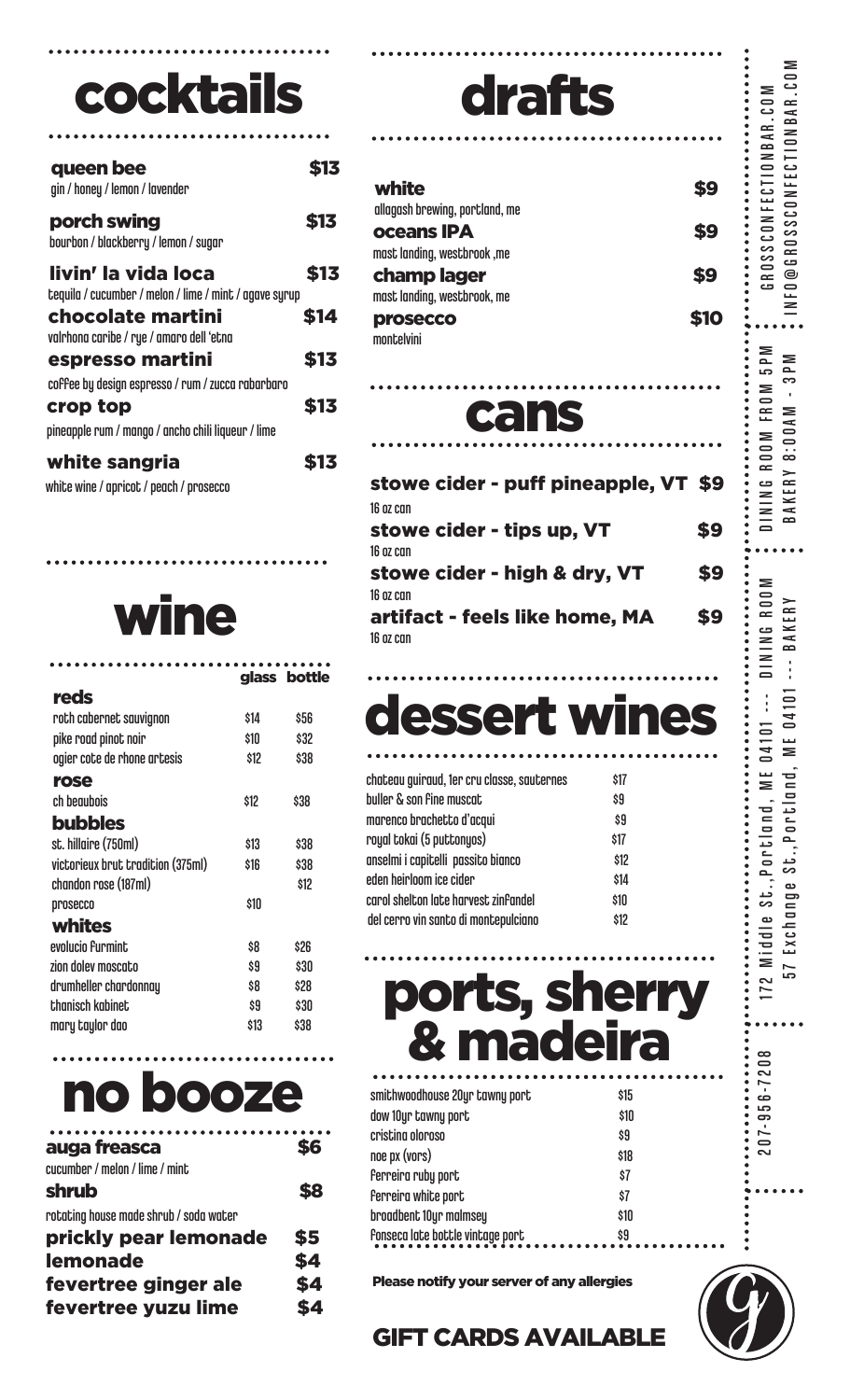# cocktails

**queen bee** — $13
gin / honey / lemon / lavender

**porch swing** — $13
bourbon / blackberry / lemon / sugar

**livin' la vida loca** — $13
tequila / cucumber / melon / lime / mint / agave syrup

**chocolate martini** — $14
valrhona caribe / rye / amaro dell 'etna

**espresso martini** — $13
coffee by design espresso / rum / zucca rabarbaro

**crop top** — $13
pineapple rum / mango / ancho chili liqueur / lime

**white sangria** — $13
white wine / apricot / peach / prosecco

# wine

| | glass | bottle |
|---|---|---|
| **reds** | | |
| roth cabernet sauvignon | $14 | $56 |
| pike road pinot noir | $10 | $32 |
| ogier cote de rhone artesis | $12 | $38 |
| **rose** | | |
| ch beaubois | $12 | $38 |
| **bubbles** | | |
| st. hillaire (750ml) | $13 | $38 |
| victorieux brut tradition (375ml) | $16 | $38 |
| chandon rose (187ml) | | $12 |
| prosecco | $10 | |
| **whites** | | |
| evolucio furmint | $8 | $26 |
| zion dolev moscato | $9 | $30 |
| drumheller chardonnay | $8 | $28 |
| thanisch kabinet | $9 | $30 |
| mary taylor dao | $13 | $38 |

# no booze

**auga freasca** — $6
cucumber / melon / lime / mint

**shrub** — $8
rotating house made shrub / soda water

**prickly pear lemonade** — $5

**lemonade** — $4

**fevertree ginger ale** — $4

**fevertree yuzu lime** — $4

# drafts

**white** — $9
allagash brewing, portland, me

**oceans IPA** — $9
mast landing, westbrook ,me

**champ lager** — $9
mast landing, westbrook, me

**prosecco** — $10
montelvini

# cans

**stowe cider - puff pineapple, VT** — $9
16 oz can

**stowe cider - tips up, VT** — $9
16 oz can

**stowe cider - high & dry, VT** — $9
16 oz can

**artifact - feels like home, MA** — $9
16 oz can

# dessert wines

| | |
|---|---|
| chateau guiraud, 1er cru classe, sauternes | $17 |
| buller & son fine muscat | $9 |
| marenco brachetto d'acqui | $9 |
| royal tokai (5 puttonyos) | $17 |
| anselmi i capitelli passito bianco | $12 |
| eden heirloom ice cider | $14 |
| carol shelton late harvest zinfandel | $10 |
| del cerro vin santo di montepulciano | $12 |

# ports, sherry & madeira

| | |
|---|---|
| smithwoodhouse 20yr tawny port | $15 |
| dow 10yr tawny port | $10 |
| cristina oloroso | $9 |
| noe px (vors) | $18 |
| ferreira ruby port | $7 |
| ferreira white port | $7 |
| broadbent 10yr malmsey | $10 |
| fonseca late bottle vintage port | $9 |

**Please notify your server of any allergies**

**GIFT CARDS AVAILABLE**

GROSSCONFECTIONBAR.COM | INFO@GROSSCONFECTIONBAR.COM

DINING ROOM FROM 5PM | BAKERY 8:00AM - 3PM

DINING ROOM --- 172 Middle St., Portland, ME 04101 | BAKERY --- 57 Exchange St., Portland, ME 04101

207-956-7208